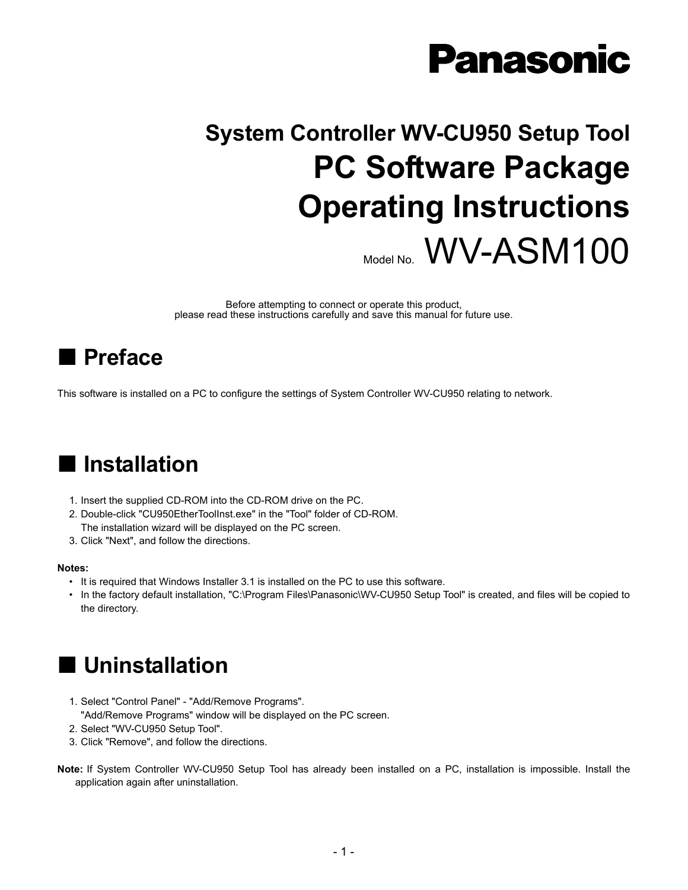Panasonic

# System Controller WV-CU950 Setup Tool

# PC Software Package Operating Instructions

Model No. WV-ASM100

Before attempting to connect or operate this product,
please read these instructions carefully and save this manual for future use.

## ■ Preface

This software is installed on a PC to configure the settings of System Controller WV-CU950 relating to network.

## ■ Installation

1. Insert the supplied CD-ROM into the CD-ROM drive on the PC.
2. Double-click "CU950EtherToolInst.exe" in the "Tool" folder of CD-ROM.
   The installation wizard will be displayed on the PC screen.
3. Click "Next", and follow the directions.

**Notes:**

- It is required that Windows Installer 3.1 is installed on the PC to use this software.
- In the factory default installation, "C:\Program Files\Panasonic\WV-CU950 Setup Tool" is created, and files will be copied to the directory.

## ■ Uninstallation

1. Select "Control Panel" - "Add/Remove Programs".
   "Add/Remove Programs" window will be displayed on the PC screen.
2. Select "WV-CU950 Setup Tool".
3. Click "Remove", and follow the directions.

**Note:** If System Controller WV-CU950 Setup Tool has already been installed on a PC, installation is impossible. Install the application again after uninstallation.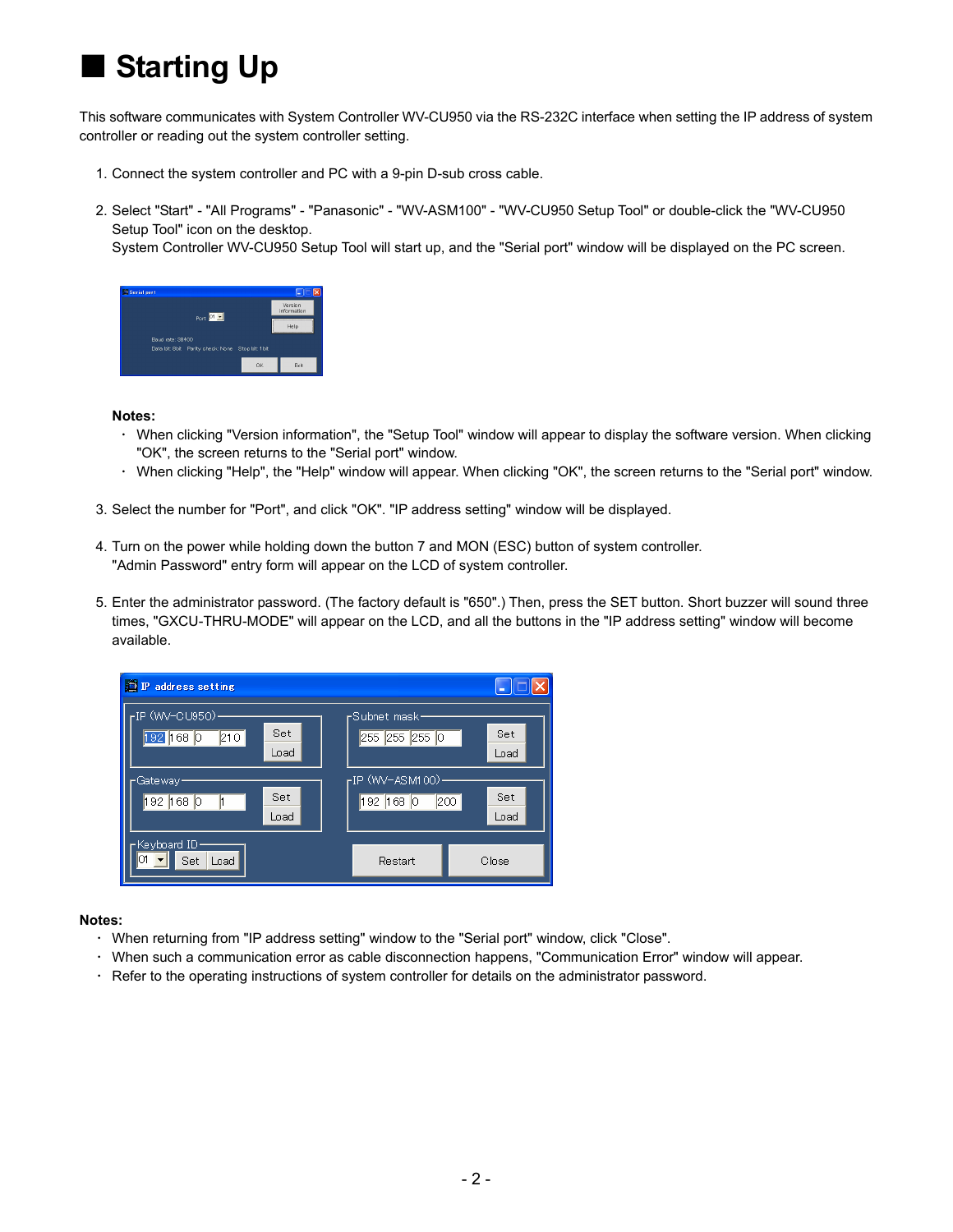# ■ Starting Up

This software communicates with System Controller WV-CU950 via the RS-232C interface when setting the IP address of system controller or reading out the system controller setting.

1. Connect the system controller and PC with a 9-pin D-sub cross cable.

2. Select "Start" - "All Programs" - "Panasonic" - "WV-ASM100" - "WV-CU950 Setup Tool" or double-click the "WV-CU950 Setup Tool" icon on the desktop.
   System Controller WV-CU950 Setup Tool will start up, and the "Serial port" window will be displayed on the PC screen.

   **Notes:**
   - When clicking "Version information", the "Setup Tool" window will appear to display the software version. When clicking "OK", the screen returns to the "Serial port" window.
   - When clicking "Help", the "Help" window will appear. When clicking "OK", the screen returns to the "Serial port" window.

3. Select the number for "Port", and click "OK". "IP address setting" window will be displayed.

4. Turn on the power while holding down the button 7 and MON (ESC) button of system controller.
   "Admin Password" entry form will appear on the LCD of system controller.

5. Enter the administrator password. (The factory default is "650".) Then, press the SET button. Short buzzer will sound three times, "GXCU-THRU-MODE" will appear on the LCD, and all the buttons in the "IP address setting" window will become available.

**Notes:**
- When returning from "IP address setting" window to the "Serial port" window, click "Close".
- When such a communication error as cable disconnection happens, "Communication Error" window will appear.
- Refer to the operating instructions of system controller for details on the administrator password.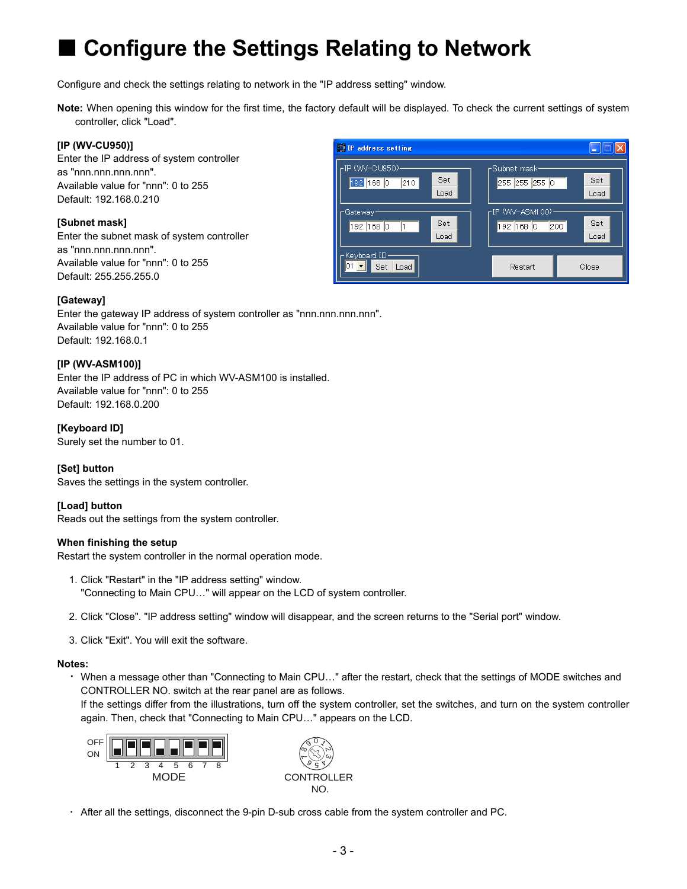# ■ Configure the Settings Relating to Network

Configure and check the settings relating to network in the "IP address setting" window.

**Note:** When opening this window for the first time, the factory default will be displayed. To check the current settings of system controller, click "Load".

**[IP (WV-CU950)]**
Enter the IP address of system controller as "nnn.nnn.nnn.nnn".
Available value for "nnn": 0 to 255
Default: 192.168.0.210

**[Subnet mask]**
Enter the subnet mask of system controller as "nnn.nnn.nnn.nnn".
Available value for "nnn": 0 to 255
Default: 255.255.255.0

**[Gateway]**
Enter the gateway IP address of system controller as "nnn.nnn.nnn.nnn".
Available value for "nnn": 0 to 255
Default: 192.168.0.1

**[IP (WV-ASM100)]**
Enter the IP address of PC in which WV-ASM100 is installed.
Available value for "nnn": 0 to 255
Default: 192.168.0.200

**[Keyboard ID]**
Surely set the number to 01.

**[Set] button**
Saves the settings in the system controller.

**[Load] button**
Reads out the settings from the system controller.

**When finishing the setup**
Restart the system controller in the normal operation mode.

1. Click "Restart" in the "IP address setting" window.
   "Connecting to Main CPU…" will appear on the LCD of system controller.
2. Click "Close". "IP address setting" window will disappear, and the screen returns to the "Serial port" window.
3. Click "Exit". You will exit the software.

**Notes:**

- When a message other than "Connecting to Main CPU…" after the restart, check that the settings of MODE switches and CONTROLLER NO. switch at the rear panel are as follows.
  If the settings differ from the illustrations, turn off the system controller, set the switches, and turn on the system controller again. Then, check that "Connecting to Main CPU…" appears on the LCD.

  MODE    CONTROLLER NO.

- After all the settings, disconnect the 9-pin D-sub cross cable from the system controller and PC.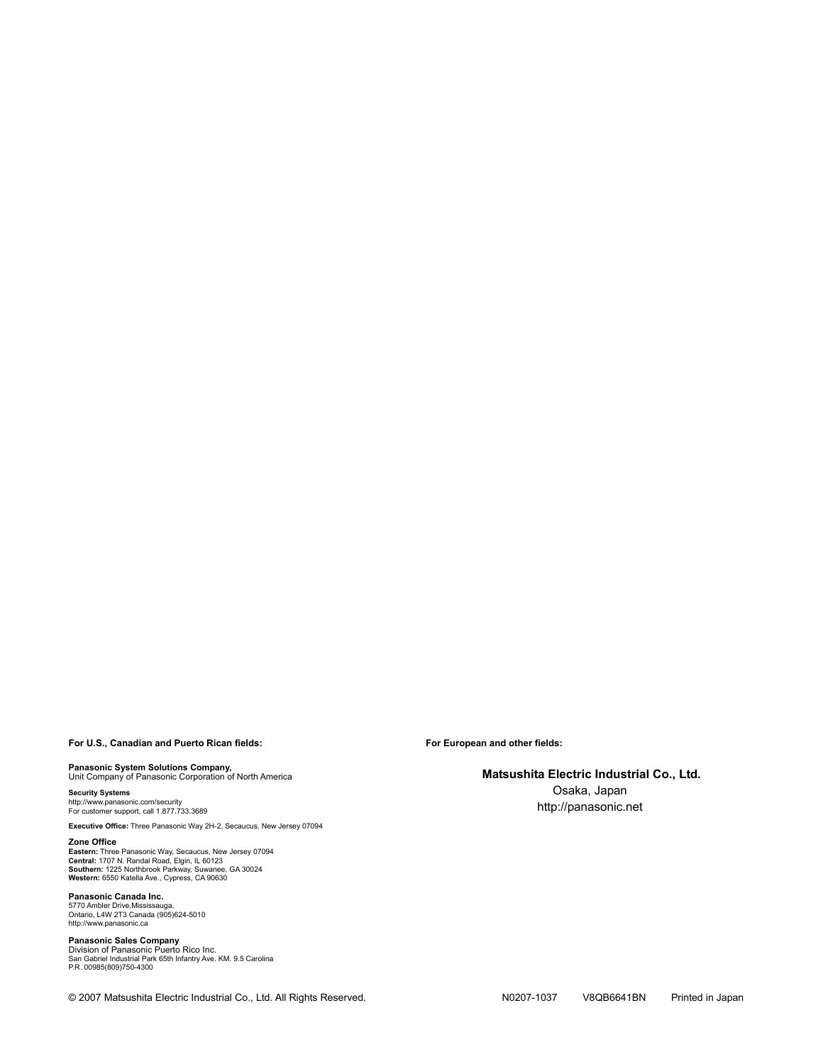**For U.S., Canadian and Puerto Rican fields:**

**Panasonic System Solutions Company,**
Unit Company of Panasonic Corporation of North America

**Security Systems**
http://www.panasonic.com/security
For customer support, call 1.877.733.3689

**Executive Office:** Three Panasonic Way 2H-2, Secaucus, New Jersey 07094

**Zone Office**
**Eastern:** Three Panasonic Way, Secaucus, New Jersey 07094
**Central:** 1707 N. Randal Road, Elgin, IL 60123
**Southern:** 1225 Northbrook Parkway, Suwanee, GA 30024
**Western:** 6550 Katella Ave., Cypress, CA 90630

**Panasonic Canada Inc.**
5770 Ambler Drive,Mississauga,
Ontario, L4W 2T3 Canada (905)624-5010
http://www.panasonic.ca

**Panasonic Sales Company**
Division of Panasonic Puerto Rico Inc.
San Gabriel Industrial Park 65th Infantry Ave. KM. 9.5 Carolina
P.R. 00985(809)750-4300

**For European and other fields:**

**Matsushita Electric Industrial Co., Ltd.**
Osaka, Japan
http://panasonic.net

© 2007 Matsushita Electric Industrial Co., Ltd. All Rights Reserved.

N0207-1037 V8QB6641BN Printed in Japan